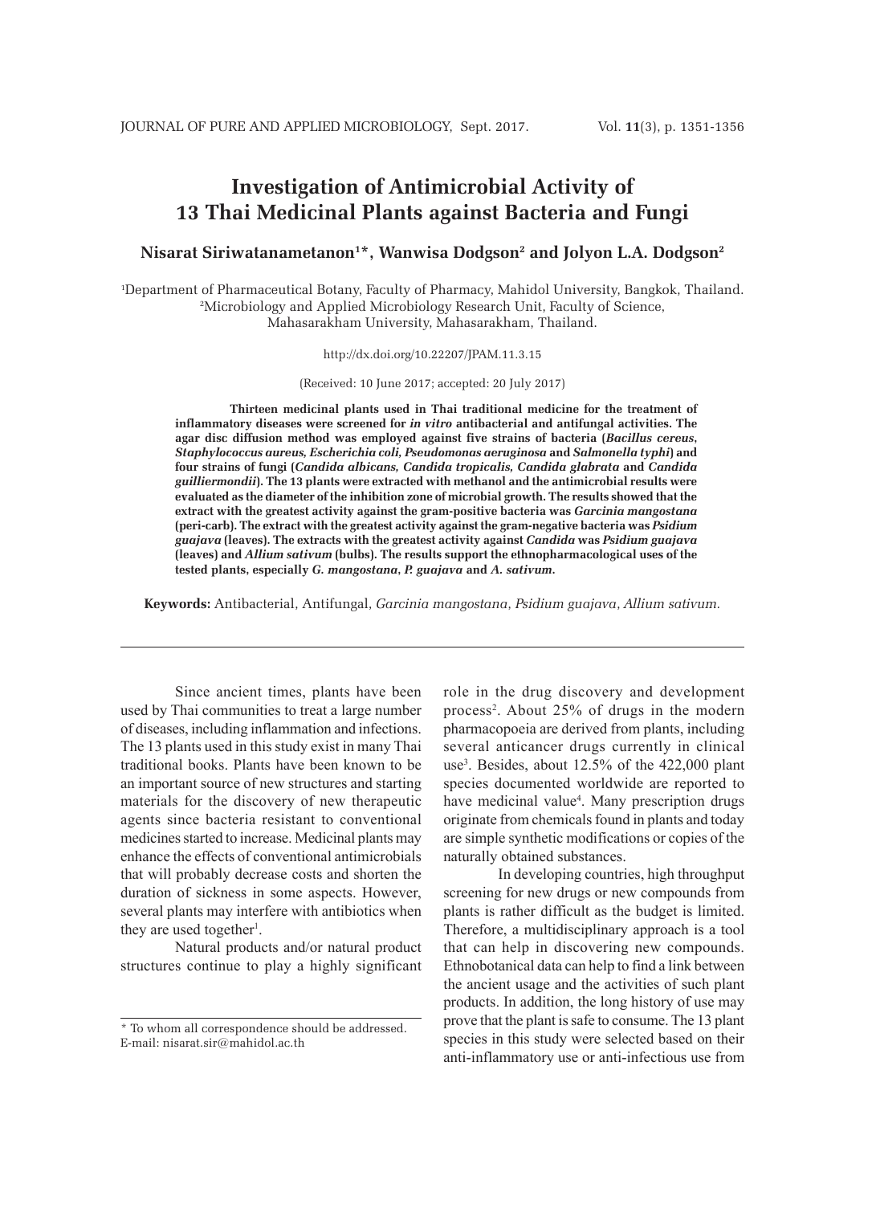# Investigation of Antimicrobial Activity of 13 Thai Medicinal Plants against Bacteria and Fungi

**Nisarat Siriwatanametanon[1]*, Wanwisa Dodgson[2] and Jolyon L.A. Dodgson[2]**

[1]Department of Pharmaceutical Botany, Faculty of Pharmacy, Mahidol University, Bangkok, Thailand.
[2]Microbiology and Applied Microbiology Research Unit, Faculty of Science, Mahasarakham University, Mahasarakham, Thailand.

http://dx.doi.org/10.22207/JPAM.11.3.15

(Received: 10 June 2017; accepted: 20 July 2017)

**Thirteen medicinal plants used in Thai traditional medicine for the treatment of inflammatory diseases were screened for *in vitro* antibacterial and antifungal activities. The agar disc diffusion method was employed against five strains of bacteria (*Bacillus cereus*, *Staphylococcus aureus, Escherichia coli, Pseudomonas aeruginosa* and *Salmonella typhi*) and four strains of fungi (*Candida albicans, Candida tropicalis, Candida glabrata* and *Candida guilliermondii*). The 13 plants were extracted with methanol and the antimicrobial results were evaluated as the diameter of the inhibition zone of microbial growth. The results showed that the extract with the greatest activity against the gram-positive bacteria was *Garcinia mangostana* (peri-carb). The extract with the greatest activity against the gram-negative bacteria was *Psidium guajava* (leaves). The extracts with the greatest activity against *Candida* was *Psidium guajava* (leaves) and *Allium sativum* (bulbs). The results support the ethnopharmacological uses of the tested plants, especially *G. mangostana*, *P. guajava* and *A. sativum*.**

**Keywords:** Antibacterial, Antifungal, *Garcinia mangostana*, *Psidium guajava*, *Allium sativum*.

---

Since ancient times, plants have been used by Thai communities to treat a large number of diseases, including inflammation and infections. The 13 plants used in this study exist in many Thai traditional books. Plants have been known to be an important source of new structures and starting materials for the discovery of new therapeutic agents since bacteria resistant to conventional medicines started to increase. Medicinal plants may enhance the effects of conventional antimicrobials that will probably decrease costs and shorten the duration of sickness in some aspects. However, several plants may interfere with antibiotics when they are used together[1].

Natural products and/or natural product structures continue to play a highly significant role in the drug discovery and development process[2]. About 25% of drugs in the modern pharmacopoeia are derived from plants, including several anticancer drugs currently in clinical use[3]. Besides, about 12.5% of the 422,000 plant species documented worldwide are reported to have medicinal value[4]. Many prescription drugs originate from chemicals found in plants and today are simple synthetic modifications or copies of the naturally obtained substances.

In developing countries, high throughput screening for new drugs or new compounds from plants is rather difficult as the budget is limited. Therefore, a multidisciplinary approach is a tool that can help in discovering new compounds. Ethnobotanical data can help to find a link between the ancient usage and the activities of such plant products. In addition, the long history of use may prove that the plant is safe to consume. The 13 plant species in this study were selected based on their anti-inflammatory use or anti-infectious use from

\* To whom all correspondence should be addressed.
E-mail: nisarat.sir@mahidol.ac.th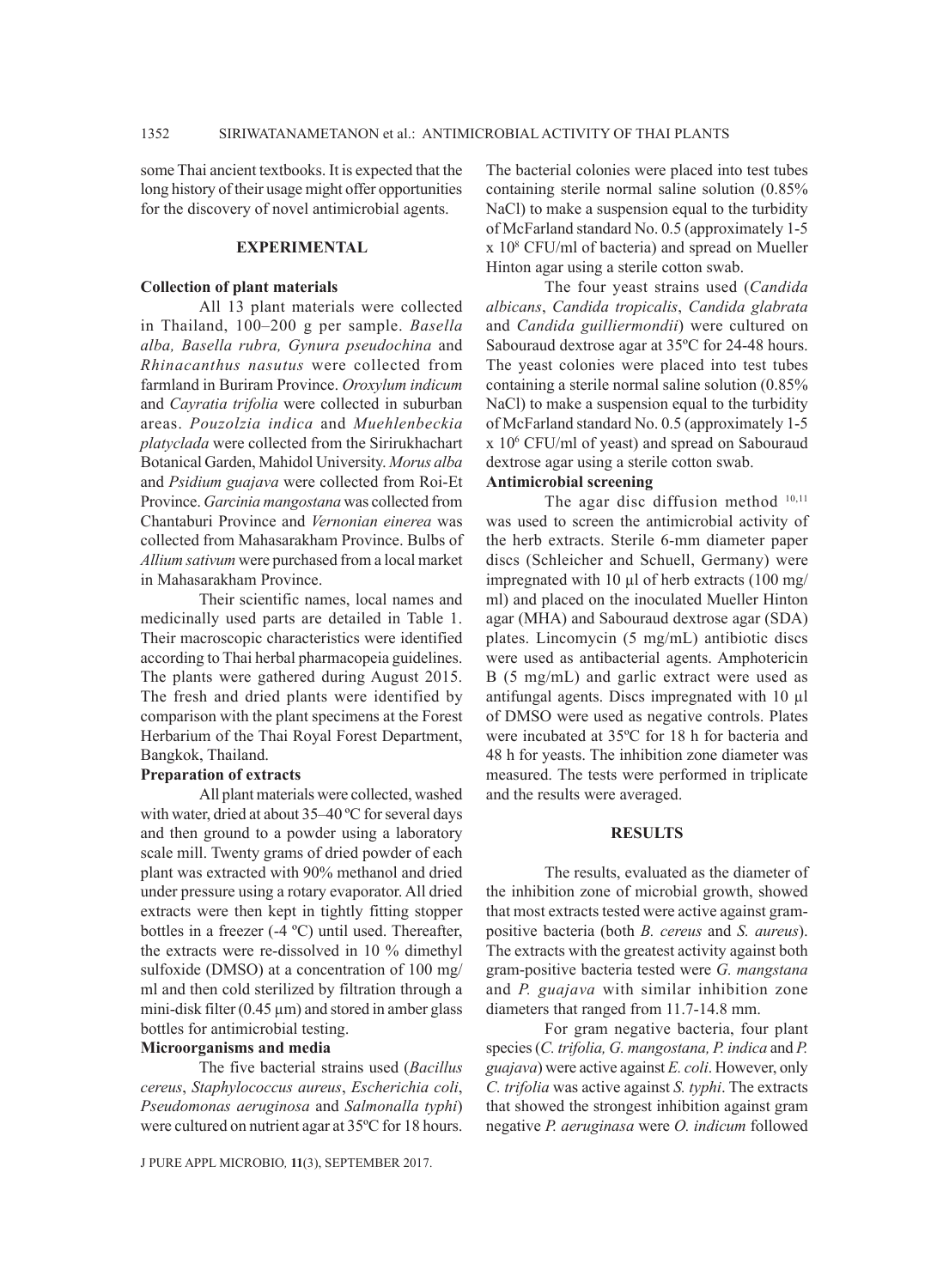some Thai ancient textbooks. It is expected that the long history of their usage might offer opportunities for the discovery of novel antimicrobial agents.

## EXPERIMENTAL

### Collection of plant materials

All 13 plant materials were collected in Thailand, 100–200 g per sample. *Basella alba, Basella rubra, Gynura pseudochina* and *Rhinacanthus nasutus* were collected from farmland in Buriram Province. *Oroxylum indicum* and *Cayratia trifolia* were collected in suburban areas. *Pouzolzia indica* and *Muehlenbeckia platyclada* were collected from the Sirirukhachart Botanical Garden, Mahidol University. *Morus alba* and *Psidium guajava* were collected from Roi-Et Province. *Garcinia mangostana* was collected from Chantaburi Province and *Vernonian einerea* was collected from Mahasarakham Province. Bulbs of *Allium sativum* were purchased from a local market in Mahasarakham Province.

Their scientific names, local names and medicinally used parts are detailed in Table 1. Their macroscopic characteristics were identified according to Thai herbal pharmacopeia guidelines. The plants were gathered during August 2015. The fresh and dried plants were identified by comparison with the plant specimens at the Forest Herbarium of the Thai Royal Forest Department, Bangkok, Thailand.

### Preparation of extracts

All plant materials were collected, washed with water, dried at about 35–40 ºC for several days and then ground to a powder using a laboratory scale mill. Twenty grams of dried powder of each plant was extracted with 90% methanol and dried under pressure using a rotary evaporator. All dried extracts were then kept in tightly fitting stopper bottles in a freezer (-4 ºC) until used. Thereafter, the extracts were re-dissolved in 10 % dimethyl sulfoxide (DMSO) at a concentration of 100 mg/ml and then cold sterilized by filtration through a mini-disk filter (0.45 µm) and stored in amber glass bottles for antimicrobial testing.

### Microorganisms and media

The five bacterial strains used (*Bacillus cereus*, *Staphylococcus aureus*, *Escherichia coli*, *Pseudomonas aeruginosa* and *Salmonalla typhi*) were cultured on nutrient agar at 35ºC for 18 hours. The bacterial colonies were placed into test tubes containing sterile normal saline solution (0.85% NaCl) to make a suspension equal to the turbidity of McFarland standard No. 0.5 (approximately 1-5 x $10^8$ CFU/ml of bacteria) and spread on Mueller Hinton agar using a sterile cotton swab.

The four yeast strains used (*Candida albicans*, *Candida tropicalis*, *Candida glabrata* and *Candida guilliermondii*) were cultured on Sabouraud dextrose agar at 35ºC for 24-48 hours. The yeast colonies were placed into test tubes containing a sterile normal saline solution (0.85% NaCl) to make a suspension equal to the turbidity of McFarland standard No. 0.5 (approximately 1-5 x $10^6$ CFU/ml of yeast) and spread on Sabouraud dextrose agar using a sterile cotton swab.

### Antimicrobial screening

The agar disc diffusion method [10,11] was used to screen the antimicrobial activity of the herb extracts. Sterile 6-mm diameter paper discs (Schleicher and Schuell, Germany) were impregnated with 10 µl of herb extracts (100 mg/ml) and placed on the inoculated Mueller Hinton agar (MHA) and Sabouraud dextrose agar (SDA) plates. Lincomycin (5 mg/mL) antibiotic discs were used as antibacterial agents. Amphotericin B (5 mg/mL) and garlic extract were used as antifungal agents. Discs impregnated with 10 µl of DMSO were used as negative controls. Plates were incubated at 35ºC for 18 h for bacteria and 48 h for yeasts. The inhibition zone diameter was measured. The tests were performed in triplicate and the results were averaged.

## RESULTS

The results, evaluated as the diameter of the inhibition zone of microbial growth, showed that most extracts tested were active against gram-positive bacteria (both *B. cereus* and *S. aureus*). The extracts with the greatest activity against both gram-positive bacteria tested were *G. mangstana* and *P. guajava* with similar inhibition zone diameters that ranged from 11.7-14.8 mm.

For gram negative bacteria, four plant species (*C. trifolia, G. mangostana, P. indica* and *P. guajava*) were active against *E. coli*. However, only *C. trifolia* was active against *S. typhi*. The extracts that showed the strongest inhibition against gram negative *P. aeruginasa* were *O. indicum* followed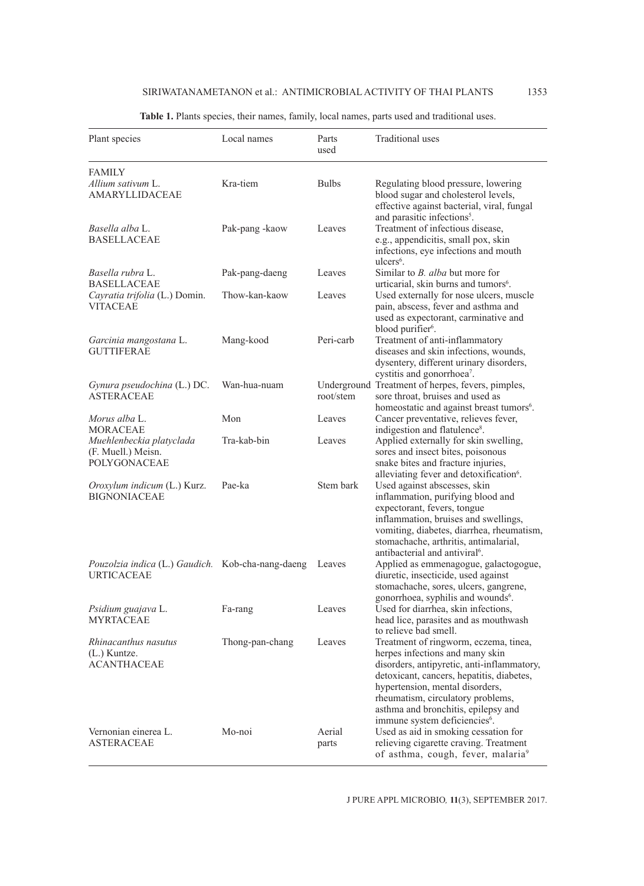**Table 1.** Plants species, their names, family, local names, parts used and traditional uses.

| Plant species | Local names | Parts used | Traditional uses |
|---|---|---|---|
| FAMILY | | | |
| *Allium sativum* L. AMARYLLIDACEAE | Kra-tiem | Bulbs | Regulating blood pressure, lowering blood sugar and cholesterol levels, effective against bacterial, viral, fungal and parasitic infections[5]. |
| *Basella alba* L. BASELLACEAE | Pak-pang -kaow | Leaves | Treatment of infectious disease, e.g., appendicitis, small pox, skin infections, eye infections and mouth ulcers[6]. |
| *Basella rubra* L. BASELLACEAE | Pak-pang-daeng | Leaves | Similar to *B. alba* but more for urticarial, skin burns and tumors[6]. |
| *Cayratia trifolia* (L.) Domin. VITACEAE | Thow-kan-kaow | Leaves | Used externally for nose ulcers, muscle pain, abscess, fever and asthma and used as expectorant, carminative and blood purifier[6]. |
| *Garcinia mangostana* L. GUTTIFERAE | Mang-kood | Peri-carb | Treatment of anti-inflammatory diseases and skin infections, wounds, dysentery, different urinary disorders, cystitis and gonorrhoea[7]. |
| *Gynura pseudochina* (L.) DC. ASTERACEAE | Wan-hua-nuam | Underground root/stem | Treatment of herpes, fevers, pimples, sore throat, bruises and used as homeostatic and against breast tumors[6]. |
| *Morus alba* L. MORACEAE | Mon | Leaves | Cancer preventative, relieves fever, indigestion and flatulence[8]. |
| *Muehlenbeckia platyclada* (F. Muell.) Meisn. POLYGONACEAE | Tra-kab-bin | Leaves | Applied externally for skin swelling, sores and insect bites, poisonous snake bites and fracture injuries, alleviating fever and detoxification[6]. |
| *Oroxylum indicum* (L.) Kurz. BIGNONIACEAE | Pae-ka | Stem bark | Used against abscesses, skin inflammation, purifying blood and expectorant, fevers, tongue inflammation, bruises and swellings, vomiting, diabetes, diarrhea, rheumatism, stomachache, arthritis, antimalarial, antibacterial and antiviral[6]. |
| *Pouzolzia indica* (L.) *Gaudich.* URTICACEAE | Kob-cha-nang-daeng | Leaves | Applied as emmenagogue, galactogogue, diuretic, insecticide, used against stomachache, sores, ulcers, gangrene, gonorrhoea, syphilis and wounds[6]. |
| *Psidium guajava* L. MYRTACEAE | Fa-rang | Leaves | Used for diarrhea, skin infections, head lice, parasites and as mouthwash to relieve bad smell. |
| *Rhinacanthus nasutus* (L.) Kuntze. ACANTHACEAE | Thong-pan-chang | Leaves | Treatment of ringworm, eczema, tinea, herpes infections and many skin disorders, antipyretic, anti-inflammatory, detoxicant, cancers, hepatitis, diabetes, hypertension, mental disorders, rheumatism, circulatory problems, asthma and bronchitis, epilepsy and immune system deficiencies[6]. |
| Vernonian einerea L. ASTERACEAE | Mo-noi | Aerial parts | Used as aid in smoking cessation for relieving cigarette craving. Treatment of asthma, cough, fever, malaria[9] |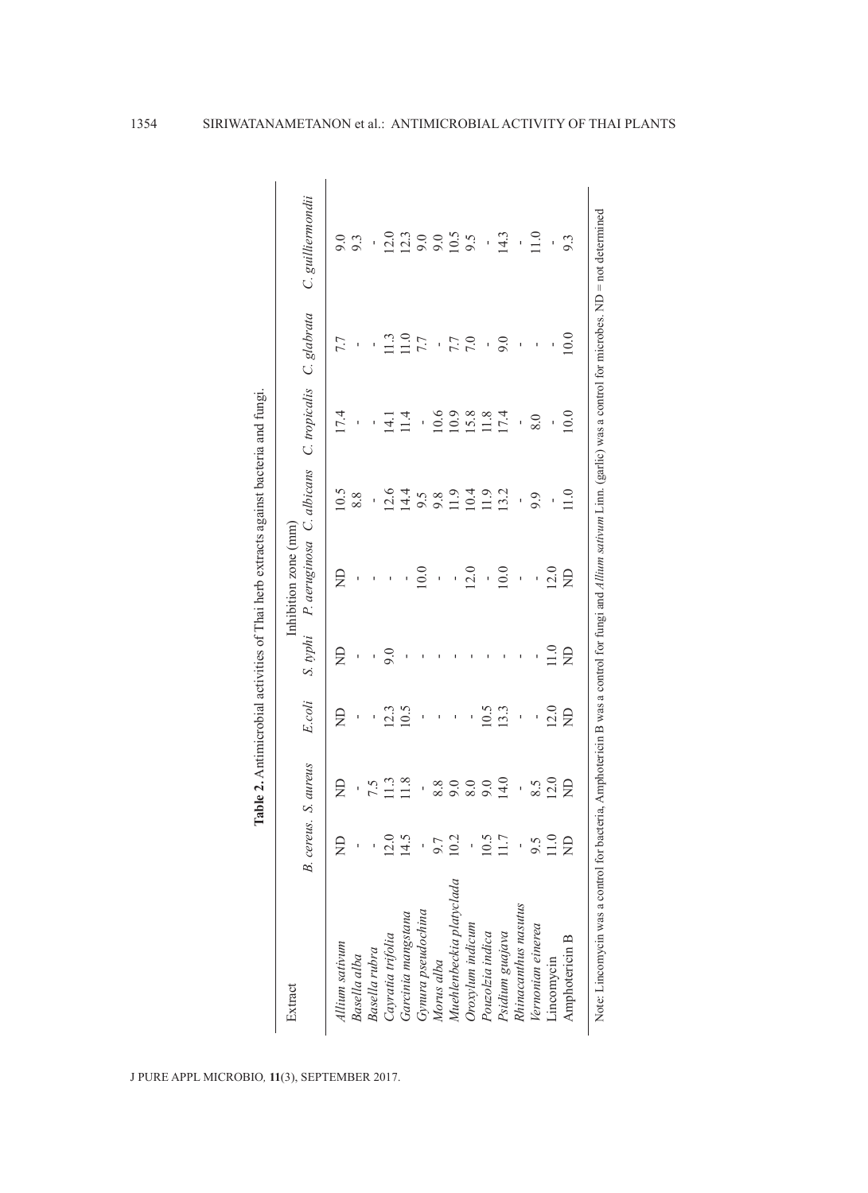**Table 2.** Antimicrobial activities of Thai herb extracts against bacteria and fungi.

| Extract | Inhibition zone (mm) | | | | | | | | |
|---|---|---|---|---|---|---|---|---|---|
| | *B. cereus*. | *S. aureus* | *E.coli* | *S. typhi* | *P. aeruginosa* | *C. albicans* | *C. tropicalis* | *C. glabrata* | *C. guilliermondii* |
| *Allium sativum* | ND | ND | ND | ND | ND | 10.5 | 17.4 | 7.7 | 9.0 |
| *Basella alba* | - | - | - | - | - | 8.8 | - | - | 9.3 |
| *Basella rubra* | - | 7.5 | - | - | - | - | - | - | - |
| *Cayratia trifolia* | 12.0 | 11.3 | 12.3 | 9.0 | - | 12.6 | 14.1 | 11.3 | 12.0 |
| *Garcinia mangstana* | 14.5 | 11.8 | 10.5 | - | - | 14.4 | 11.4 | 11.0 | 12.3 |
| *Gynura pseudochina* | - | - | - | - | 10.0 | 9.5 | - | 7.7 | 9.0 |
| *Morus alba* | 9.7 | 8.8 | - | - | - | 9.8 | 10.6 | - | 9.0 |
| *Muehlenbeckia platyclada* | 10.2 | 9.0 | - | - | - | 11.9 | 10.9 | 7.7 | 10.5 |
| *Oroxylum indicum* | - | 8.0 | - | - | 12.0 | 10.4 | 15.8 | 7.0 | 9.5 |
| *Pouzolzia indica* | 10.5 | 9.0 | 10.5 | - | - | 11.9 | 11.8 | - | - |
| *Psidium guajava* | 11.7 | 14.0 | 13.3 | - | 10.0 | 13.2 | 17.4 | 9.0 | 14.3 |
| *Rhinacanthus nasutus* | - | - | - | - | - | - | - | - | - |
| *Vernonian einerea* | 9.5 | 8.5 | - | - | - | 9.9 | 8.0 | - | 11.0 |
| Lincomycin | 11.0 | 12.0 | 12.0 | 11.0 | 12.0 | - | - | - | - |
| Amphotericin B | ND | ND | ND | ND | ND | 11.0 | 10.0 | 10.0 | 9.3 |

Note: Lincomycin was a control for bacteria, Amphotericin B was a control for fungi and *Allium sativum* Linn. (garlic) was a control for microbes. ND = not determined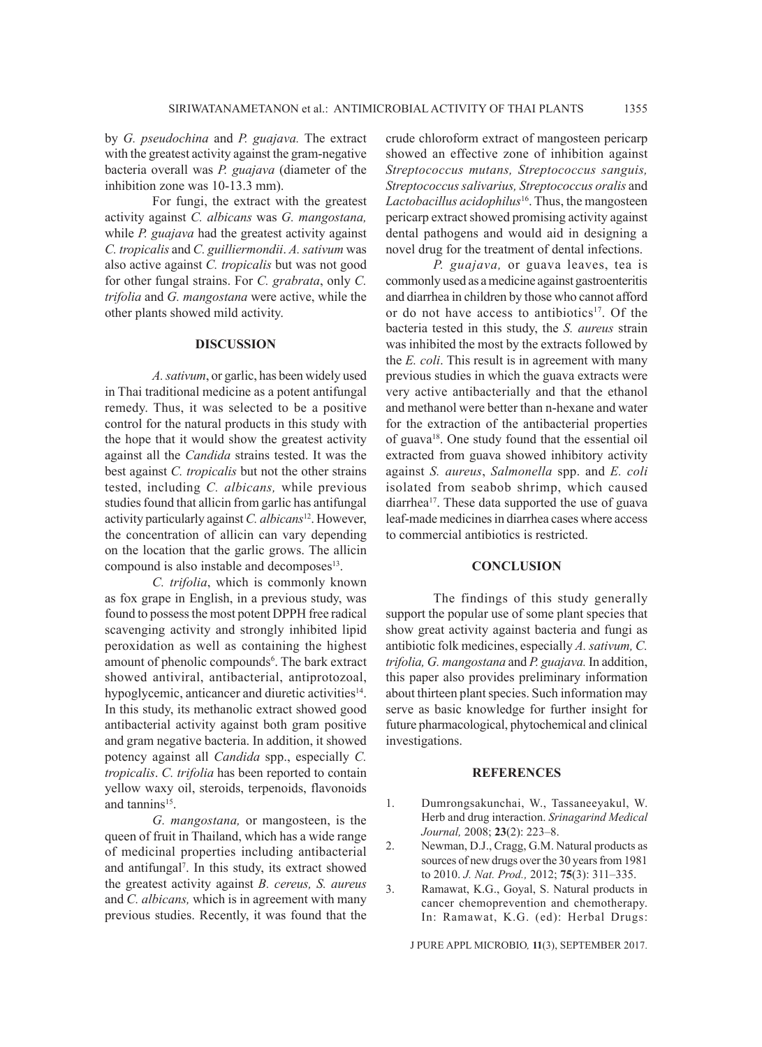by *G. pseudochina* and *P. guajava.* The extract with the greatest activity against the gram-negative bacteria overall was *P. guajava* (diameter of the inhibition zone was 10-13.3 mm).

For fungi, the extract with the greatest activity against *C. albicans* was *G. mangostana,* while *P. guajava* had the greatest activity against *C. tropicalis* and *C. guilliermondii*. *A. sativum* was also active against *C. tropicalis* but was not good for other fungal strains. For *C. grabrata*, only *C. trifolia* and *G. mangostana* were active, while the other plants showed mild activity.

## DISCUSSION

*A. sativum*, or garlic, has been widely used in Thai traditional medicine as a potent antifungal remedy. Thus, it was selected to be a positive control for the natural products in this study with the hope that it would show the greatest activity against all the *Candida* strains tested. It was the best against *C. tropicalis* but not the other strains tested, including *C. albicans,* while previous studies found that allicin from garlic has antifungal activity particularly against *C. albicans*[12]. However, the concentration of allicin can vary depending on the location that the garlic grows. The allicin compound is also instable and decomposes[13].

*C. trifolia*, which is commonly known as fox grape in English, in a previous study, was found to possess the most potent DPPH free radical scavenging activity and strongly inhibited lipid peroxidation as well as containing the highest amount of phenolic compounds[6]. The bark extract showed antiviral, antibacterial, antiprotozoal, hypoglycemic, anticancer and diuretic activities[14]. In this study, its methanolic extract showed good antibacterial activity against both gram positive and gram negative bacteria. In addition, it showed potency against all *Candida* spp., especially *C. tropicalis*. *C. trifolia* has been reported to contain yellow waxy oil, steroids, terpenoids, flavonoids and tannins[15].

*G. mangostana,* or mangosteen, is the queen of fruit in Thailand, which has a wide range of medicinal properties including antibacterial and antifungal[7]. In this study, its extract showed the greatest activity against *B. cereus, S. aureus* and *C. albicans,* which is in agreement with many previous studies. Recently, it was found that the crude chloroform extract of mangosteen pericarp showed an effective zone of inhibition against *Streptococcus mutans, Streptococcus sanguis, Streptococcus salivarius, Streptococcus oralis* and *Lactobacillus acidophilus*[16]. Thus, the mangosteen pericarp extract showed promising activity against dental pathogens and would aid in designing a novel drug for the treatment of dental infections.

*P. guajava,* or guava leaves, tea is commonly used as a medicine against gastroenteritis and diarrhea in children by those who cannot afford or do not have access to antibiotics[17]. Of the bacteria tested in this study, the *S. aureus* strain was inhibited the most by the extracts followed by the *E. coli*. This result is in agreement with many previous studies in which the guava extracts were very active antibacterially and that the ethanol and methanol were better than n-hexane and water for the extraction of the antibacterial properties of guava[18]. One study found that the essential oil extracted from guava showed inhibitory activity against *S. aureus*, *Salmonella* spp. and *E. coli* isolated from seabob shrimp, which caused diarrhea[17]. These data supported the use of guava leaf-made medicines in diarrhea cases where access to commercial antibiotics is restricted.

## CONCLUSION

The findings of this study generally support the popular use of some plant species that show great activity against bacteria and fungi as antibiotic folk medicines, especially *A. sativum, C. trifolia, G. mangostana* and *P. guajava.* In addition, this paper also provides preliminary information about thirteen plant species. Such information may serve as basic knowledge for further insight for future pharmacological, phytochemical and clinical investigations.

## REFERENCES

1. Dumrongsakunchai, W., Tassaneeyakul, W. Herb and drug interaction. *Srinagarind Medical Journal,* 2008; **23**(2): 223–8.
2. Newman, D.J., Cragg, G.M. Natural products as sources of new drugs over the 30 years from 1981 to 2010. *J. Nat. Prod.,* 2012; **75**(3): 311–335.
3. Ramawat, K.G., Goyal, S. Natural products in cancer chemoprevention and chemotherapy. In: Ramawat, K.G. (ed): Herbal Drugs: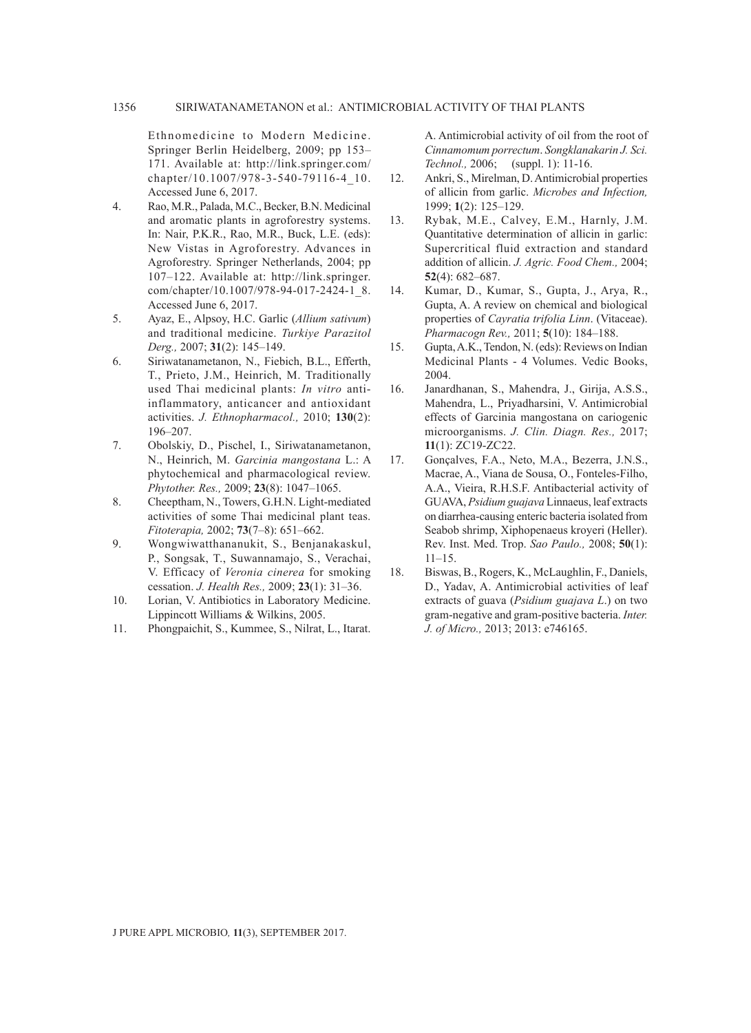Ethnomedicine to Modern Medicine. Springer Berlin Heidelberg, 2009; pp 153–171. Available at: http://link.springer.com/chapter/10.1007/978-3-540-79116-4_10. Accessed June 6, 2017.

4. Rao, M.R., Palada, M.C., Becker, B.N. Medicinal and aromatic plants in agroforestry systems. In: Nair, P.K.R., Rao, M.R., Buck, L.E. (eds): New Vistas in Agroforestry. Advances in Agroforestry. Springer Netherlands, 2004; pp 107–122. Available at: http://link.springer.com/chapter/10.1007/978-94-017-2424-1_8. Accessed June 6, 2017.
5. Ayaz, E., Alpsoy, H.C. Garlic (*Allium sativum*) and traditional medicine. *Turkiye Parazitol Derg.,* 2007; **31**(2): 145–149.
6. Siriwatanametanon, N., Fiebich, B.L., Efferth, T., Prieto, J.M., Heinrich, M. Traditionally used Thai medicinal plants: *In vitro* anti-inflammatory, anticancer and antioxidant activities. *J. Ethnopharmacol.,* 2010; **130**(2): 196–207.
7. Obolskiy, D., Pischel, I., Siriwatanametanon, N., Heinrich, M. *Garcinia mangostana* L.: A phytochemical and pharmacological review. *Phytother. Res.,* 2009; **23**(8): 1047–1065.
8. Cheeptham, N., Towers, G.H.N. Light-mediated activities of some Thai medicinal plant teas. *Fitoterapia,* 2002; **73**(7–8): 651–662.
9. Wongwiwatthananukit, S., Benjanakaskul, P., Songsak, T., Suwannamajo, S., Verachai, V. Efficacy of *Veronia cinerea* for smoking cessation. *J. Health Res.,* 2009; **23**(1): 31–36.
10. Lorian, V. Antibiotics in Laboratory Medicine. Lippincott Williams & Wilkins, 2005.
11. Phongpaichit, S., Kummee, S., Nilrat, L., Itarat. A. Antimicrobial activity of oil from the root of *Cinnamomum porrectum*. *Songklanakarin J. Sci. Technol.,* 2006; (suppl. 1): 11-16.
12. Ankri, S., Mirelman, D. Antimicrobial properties of allicin from garlic. *Microbes and Infection,* 1999; **1**(2): 125–129.
13. Rybak, M.E., Calvey, E.M., Harnly, J.M. Quantitative determination of allicin in garlic: Supercritical fluid extraction and standard addition of allicin. *J. Agric. Food Chem.,* 2004; **52**(4): 682–687.
14. Kumar, D., Kumar, S., Gupta, J., Arya, R., Gupta, A. A review on chemical and biological properties of *Cayratia trifolia Linn*. (Vitaceae). *Pharmacogn Rev.,* 2011; **5**(10): 184–188.
15. Gupta, A.K., Tendon, N. (eds): Reviews on Indian Medicinal Plants - 4 Volumes. Vedic Books, 2004.
16. Janardhanan, S., Mahendra, J., Girija, A.S.S., Mahendra, L., Priyadharsini, V. Antimicrobial effects of Garcinia mangostana on cariogenic microorganisms. *J. Clin. Diagn. Res.,* 2017; **11**(1): ZC19-ZC22.
17. Gonçalves, F.A., Neto, M.A., Bezerra, J.N.S., Macrae, A., Viana de Sousa, O., Fonteles-Filho, A.A., Vieira, R.H.S.F. Antibacterial activity of GUAVA, *Psidium guajava* Linnaeus, leaf extracts on diarrhea-causing enteric bacteria isolated from Seabob shrimp, Xiphopenaeus kroyeri (Heller). Rev. Inst. Med. Trop. *Sao Paulo.,* 2008; **50**(1): 11–15.
18. Biswas, B., Rogers, K., McLaughlin, F., Daniels, D., Yadav, A. Antimicrobial activities of leaf extracts of guava (*Psidium guajava L*.) on two gram-negative and gram-positive bacteria. *Inter. J. of Micro.,* 2013; 2013: e746165.